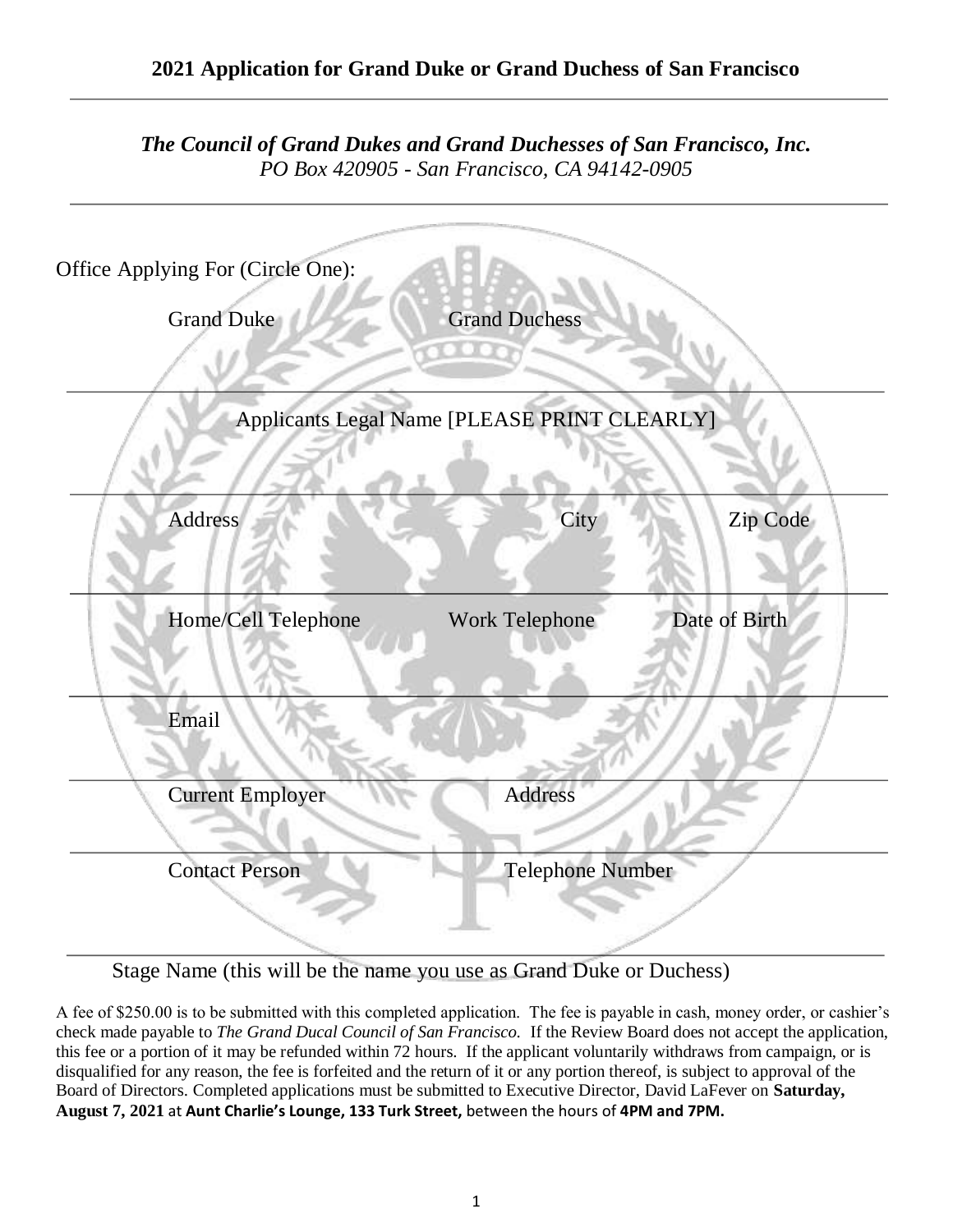## 2021 Application for Grand Duke or Grand Duchess of San Francisco

---

***The Council of Grand Dukes and Grand Duchesses of San Francisco, Inc.***
*PO Box 420905 - San Francisco, CA 94142-0905*

---

Office Applying For (Circle One):

Grand Duke Grand Duchess

---

Applicants Legal Name [PLEASE PRINT CLEARLY]

---

Address City Zip Code

---

Home/Cell Telephone Work Telephone Date of Birth

---

Email

---

Current Employer Address

---

Contact Person Telephone Number

---

Stage Name (this will be the name you use as Grand Duke or Duchess)

A fee of $250.00 is to be submitted with this completed application. The fee is payable in cash, money order, or cashier's check made payable to *The Grand Ducal Council of San Francisco.* If the Review Board does not accept the application, this fee or a portion of it may be refunded within 72 hours. If the applicant voluntarily withdraws from campaign, or is disqualified for any reason, the fee is forfeited and the return of it or any portion thereof, is subject to approval of the Board of Directors. Completed applications must be submitted to Executive Director, David LaFever on **Saturday, August 7, 2021** at **Aunt Charlie's Lounge, 133 Turk Street,** between the hours of **4PM and 7PM.**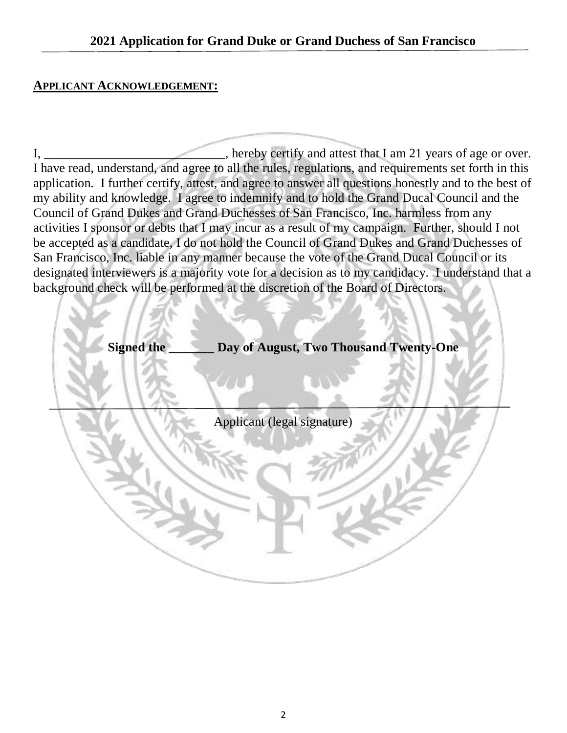## 2021 Application for Grand Duke or Grand Duchess of San Francisco

**APPLICANT ACKNOWLEDGEMENT:**

I, _____________________________, hereby certify and attest that I am 21 years of age or over. I have read, understand, and agree to all the rules, regulations, and requirements set forth in this application. I further certify, attest, and agree to answer all questions honestly and to the best of my ability and knowledge. I agree to indemnify and to hold the Grand Ducal Council and the Council of Grand Dukes and Grand Duchesses of San Francisco, Inc. harmless from any activities I sponsor or debts that I may incur as a result of my campaign. Further, should I not be accepted as a candidate, I do not hold the Council of Grand Dukes and Grand Duchesses of San Francisco, Inc. liable in any manner because the vote of the Grand Ducal Council or its designated interviewers is a majority vote for a decision as to my candidacy. I understand that a background check will be performed at the discretion of the Board of Directors.

**Signed the _______ Day of August, Two Thousand Twenty-One**

_____________________________________________

Applicant (legal signature)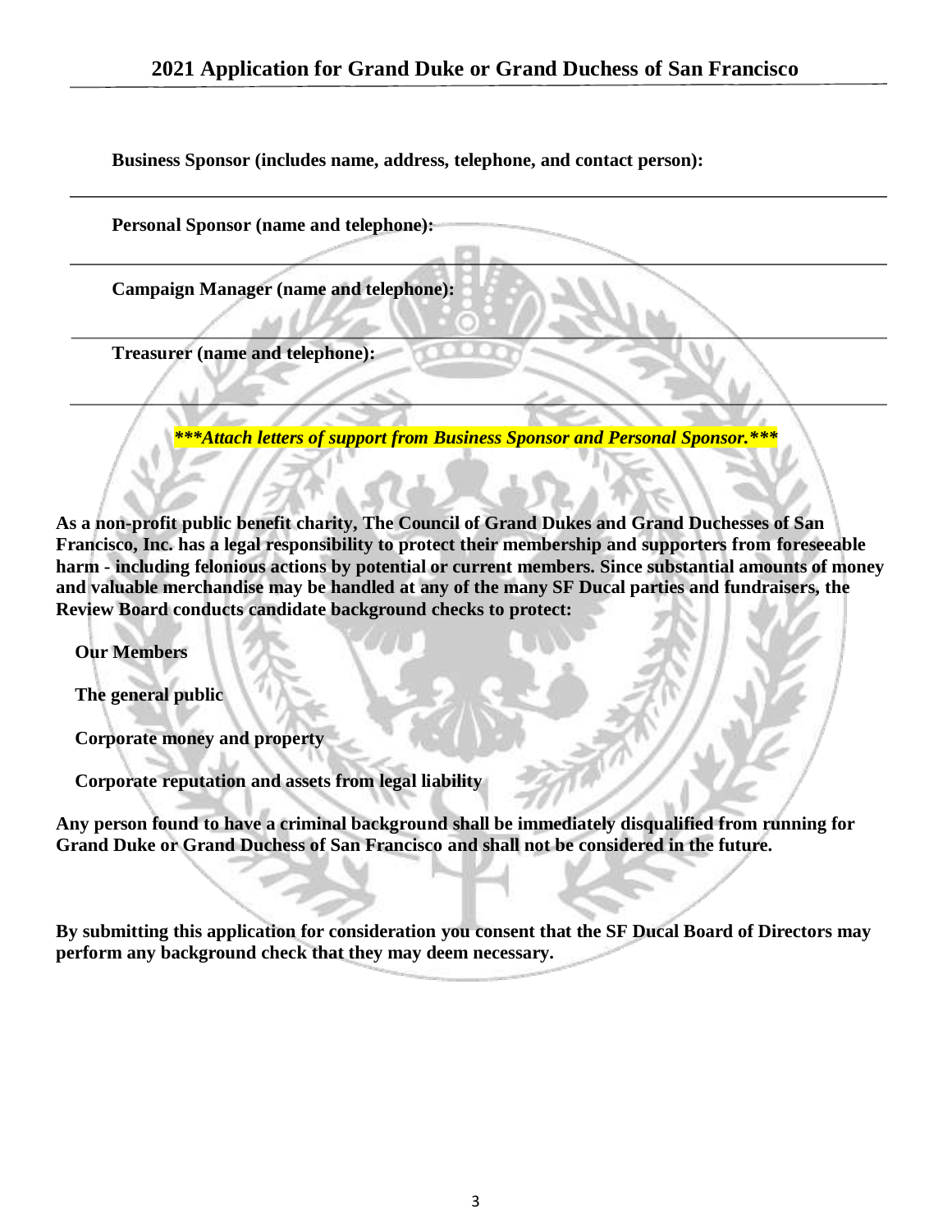## 2021 Application for Grand Duke or Grand Duchess of San Francisco

**Business Sponsor (includes name, address, telephone, and contact person):**

---

**Personal Sponsor (name and telephone):**

---

**Campaign Manager (name and telephone):**

---

**Treasurer (name and telephone):**

---

***\*\*\*Attach letters of support from Business Sponsor and Personal Sponsor.\*\*\****

**As a non-profit public benefit charity, The Council of Grand Dukes and Grand Duchesses of San Francisco, Inc. has a legal responsibility to protect their membership and supporters from foreseeable harm - including felonious actions by potential or current members. Since substantial amounts of money and valuable merchandise may be handled at any of the many SF Ducal parties and fundraisers, the Review Board conducts candidate background checks to protect:**

**Our Members**

**The general public**

**Corporate money and property**

**Corporate reputation and assets from legal liability**

**Any person found to have a criminal background shall be immediately disqualified from running for Grand Duke or Grand Duchess of San Francisco and shall not be considered in the future.**

**By submitting this application for consideration you consent that the SF Ducal Board of Directors may perform any background check that they may deem necessary.**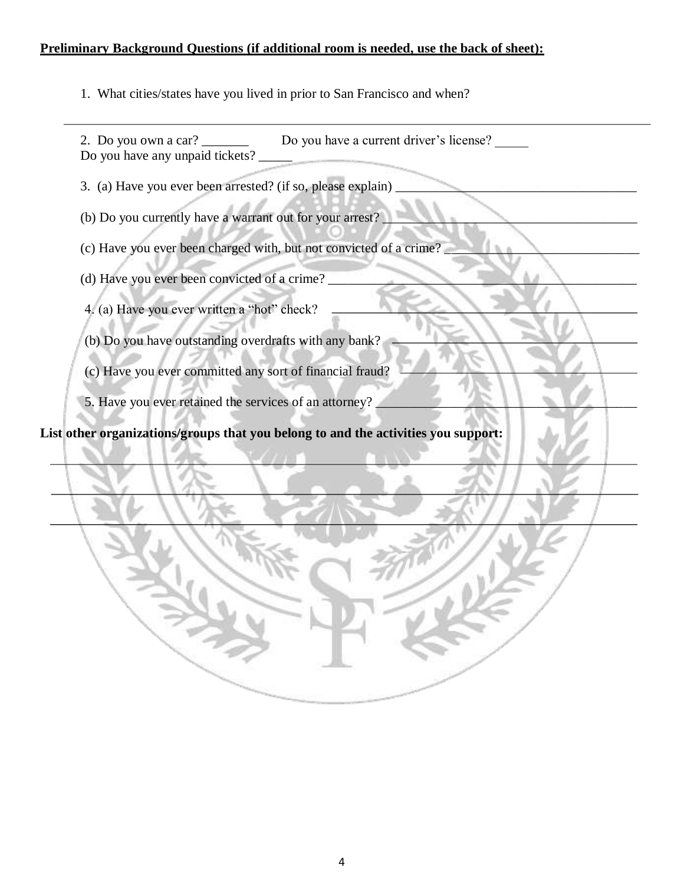**Preliminary Background Questions (if additional room is needed, use the back of sheet):**

1. What cities/states have you lived in prior to San Francisco and when?

_______________________________________________________________________________

2. Do you own a car? _______ Do you have a current driver's license? _____
Do you have any unpaid tickets? _____

3. (a) Have you ever been arrested? (if so, please explain) ___________________________________

(b) Do you currently have a warrant out for your arrest? ___________________________________

(c) Have you ever been charged with, but not convicted of a crime? ____________________________

(d) Have you ever been convicted of a crime? ______________________________________________

4. (a) Have you ever written a "hot" check? ______________________________________________

(b) Do you have outstanding overdrafts with any bank? ___________________________________

(c) Have you ever committed any sort of financial fraud? __________________________________

5. Have you ever retained the services of an attorney? _____________________________________

**List other organizations/groups that you belong to and the activities you support:**

_______________________________________________________________________________

_______________________________________________________________________________

_______________________________________________________________________________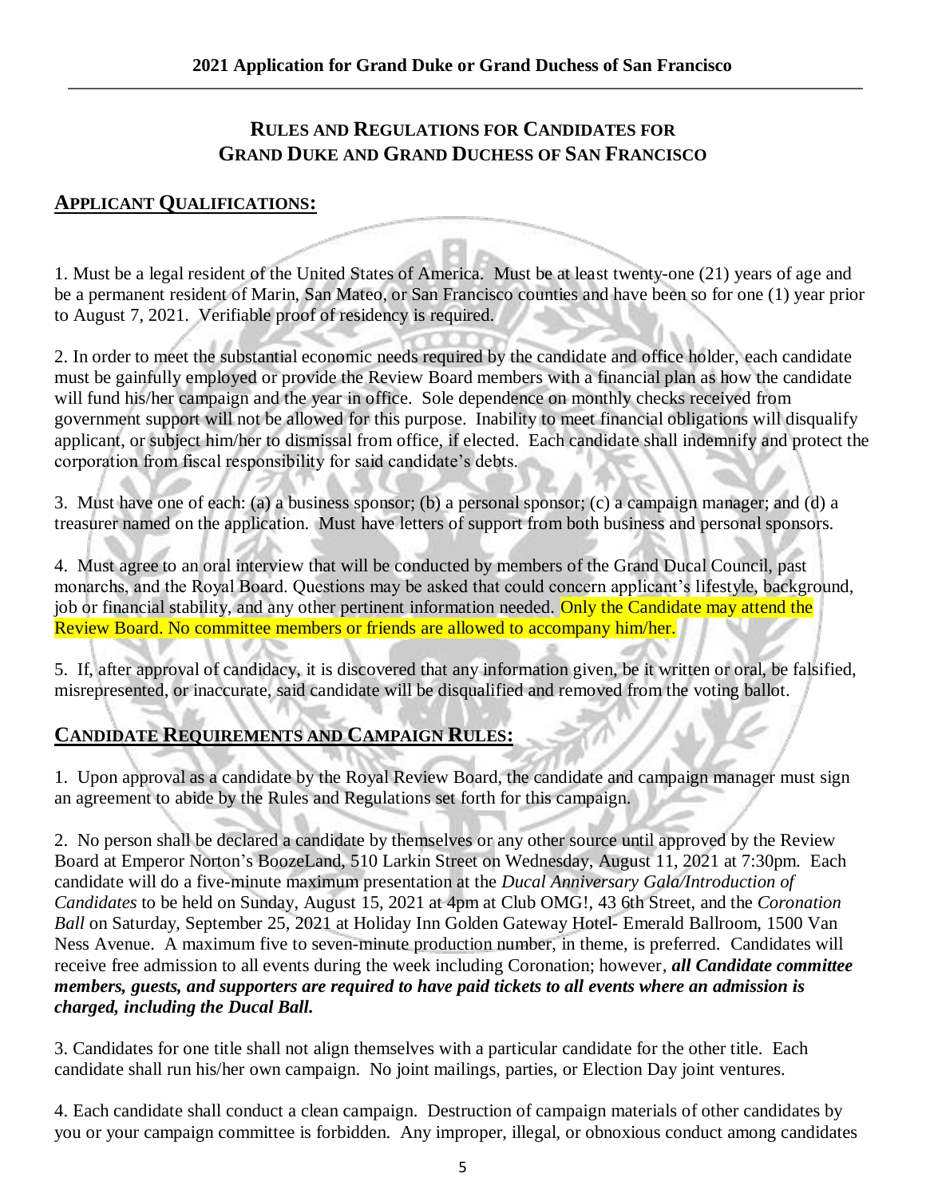## RULES AND REGULATIONS FOR CANDIDATES FOR GRAND DUKE AND GRAND DUCHESS OF SAN FRANCISCO

### APPLICANT QUALIFICATIONS:

1. Must be a legal resident of the United States of America. Must be at least twenty-one (21) years of age and be a permanent resident of Marin, San Mateo, or San Francisco counties and have been so for one (1) year prior to August 7, 2021. Verifiable proof of residency is required.

2. In order to meet the substantial economic needs required by the candidate and office holder, each candidate must be gainfully employed or provide the Review Board members with a financial plan as how the candidate will fund his/her campaign and the year in office. Sole dependence on monthly checks received from government support will not be allowed for this purpose. Inability to meet financial obligations will disqualify applicant, or subject him/her to dismissal from office, if elected. Each candidate shall indemnify and protect the corporation from fiscal responsibility for said candidate's debts.

3. Must have one of each: (a) a business sponsor; (b) a personal sponsor; (c) a campaign manager; and (d) a treasurer named on the application. Must have letters of support from both business and personal sponsors.

4. Must agree to an oral interview that will be conducted by members of the Grand Ducal Council, past monarchs, and the Royal Board. Questions may be asked that could concern applicant's lifestyle, background, job or financial stability, and any other pertinent information needed. Only the Candidate may attend the Review Board. No committee members or friends are allowed to accompany him/her.

5. If, after approval of candidacy, it is discovered that any information given, be it written or oral, be falsified, misrepresented, or inaccurate, said candidate will be disqualified and removed from the voting ballot.

### CANDIDATE REQUIREMENTS AND CAMPAIGN RULES:

1. Upon approval as a candidate by the Royal Review Board, the candidate and campaign manager must sign an agreement to abide by the Rules and Regulations set forth for this campaign.

2. No person shall be declared a candidate by themselves or any other source until approved by the Review Board at Emperor Norton's BoozeLand, 510 Larkin Street on Wednesday, August 11, 2021 at 7:30pm. Each candidate will do a five-minute maximum presentation at the *Ducal Anniversary Gala/Introduction of Candidates* to be held on Sunday, August 15, 2021 at 4pm at Club OMG!, 43 6th Street, and the *Coronation Ball* on Saturday, September 25, 2021 at Holiday Inn Golden Gateway Hotel- Emerald Ballroom, 1500 Van Ness Avenue. A maximum five to seven-minute production number, in theme, is preferred. Candidates will receive free admission to all events during the week including Coronation; however, ***all Candidate committee members, guests, and supporters are required to have paid tickets to all events where an admission is charged, including the Ducal Ball.***

3. Candidates for one title shall not align themselves with a particular candidate for the other title. Each candidate shall run his/her own campaign. No joint mailings, parties, or Election Day joint ventures.

4. Each candidate shall conduct a clean campaign. Destruction of campaign materials of other candidates by you or your campaign committee is forbidden. Any improper, illegal, or obnoxious conduct among candidates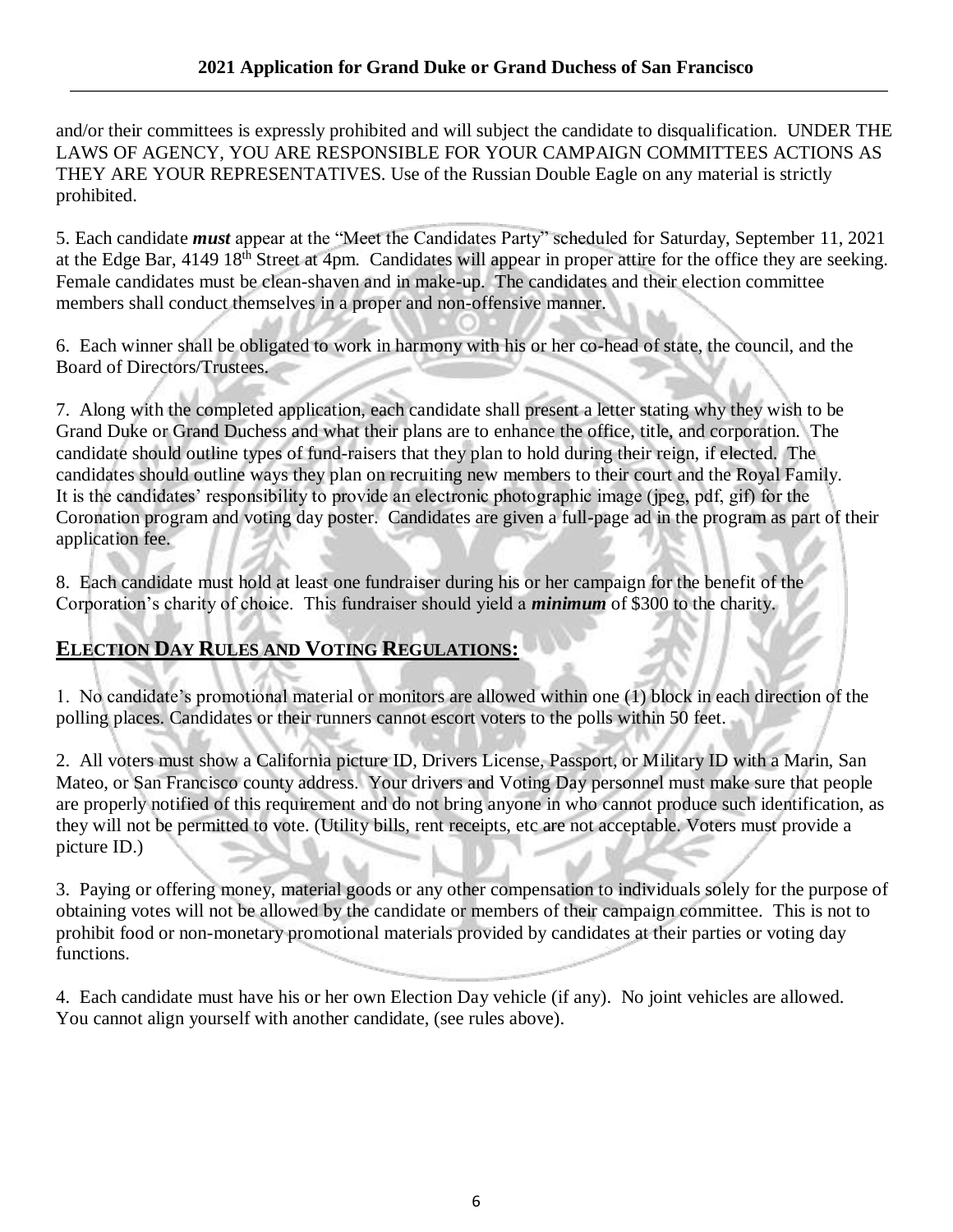and/or their committees is expressly prohibited and will subject the candidate to disqualification. UNDER THE LAWS OF AGENCY, YOU ARE RESPONSIBLE FOR YOUR CAMPAIGN COMMITTEES ACTIONS AS THEY ARE YOUR REPRESENTATIVES. Use of the Russian Double Eagle on any material is strictly prohibited.

5. Each candidate ***must*** appear at the "Meet the Candidates Party" scheduled for Saturday, September 11, 2021 at the Edge Bar, 4149 18th Street at 4pm. Candidates will appear in proper attire for the office they are seeking. Female candidates must be clean-shaven and in make-up. The candidates and their election committee members shall conduct themselves in a proper and non-offensive manner.

6. Each winner shall be obligated to work in harmony with his or her co-head of state, the council, and the Board of Directors/Trustees.

7. Along with the completed application, each candidate shall present a letter stating why they wish to be Grand Duke or Grand Duchess and what their plans are to enhance the office, title, and corporation. The candidate should outline types of fund-raisers that they plan to hold during their reign, if elected. The candidates should outline ways they plan on recruiting new members to their court and the Royal Family. It is the candidates' responsibility to provide an electronic photographic image (jpeg, pdf, gif) for the Coronation program and voting day poster. Candidates are given a full-page ad in the program as part of their application fee.

8. Each candidate must hold at least one fundraiser during his or her campaign for the benefit of the Corporation's charity of choice. This fundraiser should yield a ***minimum*** of $300 to the charity.

## ELECTION DAY RULES AND VOTING REGULATIONS:

1. No candidate's promotional material or monitors are allowed within one (1) block in each direction of the polling places. Candidates or their runners cannot escort voters to the polls within 50 feet.

2. All voters must show a California picture ID, Drivers License, Passport, or Military ID with a Marin, San Mateo, or San Francisco county address. Your drivers and Voting Day personnel must make sure that people are properly notified of this requirement and do not bring anyone in who cannot produce such identification, as they will not be permitted to vote. (Utility bills, rent receipts, etc are not acceptable. Voters must provide a picture ID.)

3. Paying or offering money, material goods or any other compensation to individuals solely for the purpose of obtaining votes will not be allowed by the candidate or members of their campaign committee. This is not to prohibit food or non-monetary promotional materials provided by candidates at their parties or voting day functions.

4. Each candidate must have his or her own Election Day vehicle (if any). No joint vehicles are allowed. You cannot align yourself with another candidate, (see rules above).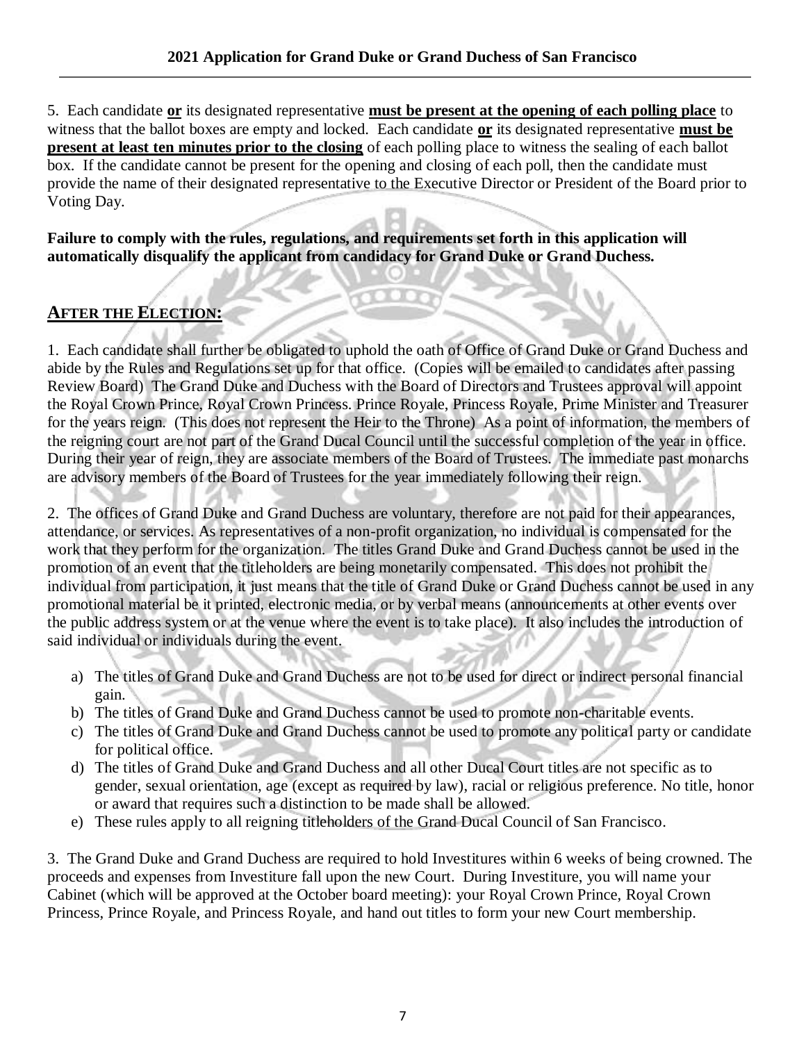5. Each candidate **or** its designated representative **must be present at the opening of each polling place** to witness that the ballot boxes are empty and locked. Each candidate **or** its designated representative **must be present at least ten minutes prior to the closing** of each polling place to witness the sealing of each ballot box. If the candidate cannot be present for the opening and closing of each poll, then the candidate must provide the name of their designated representative to the Executive Director or President of the Board prior to Voting Day.

**Failure to comply with the rules, regulations, and requirements set forth in this application will automatically disqualify the applicant from candidacy for Grand Duke or Grand Duchess.**

## AFTER THE ELECTION:

1. Each candidate shall further be obligated to uphold the oath of Office of Grand Duke or Grand Duchess and abide by the Rules and Regulations set up for that office. (Copies will be emailed to candidates after passing Review Board) The Grand Duke and Duchess with the Board of Directors and Trustees approval will appoint the Royal Crown Prince, Royal Crown Princess. Prince Royale, Princess Royale, Prime Minister and Treasurer for the years reign. (This does not represent the Heir to the Throne) As a point of information, the members of the reigning court are not part of the Grand Ducal Council until the successful completion of the year in office. During their year of reign, they are associate members of the Board of Trustees. The immediate past monarchs are advisory members of the Board of Trustees for the year immediately following their reign.

2. The offices of Grand Duke and Grand Duchess are voluntary, therefore are not paid for their appearances, attendance, or services. As representatives of a non-profit organization, no individual is compensated for the work that they perform for the organization. The titles Grand Duke and Grand Duchess cannot be used in the promotion of an event that the titleholders are being monetarily compensated. This does not prohibit the individual from participation, it just means that the title of Grand Duke or Grand Duchess cannot be used in any promotional material be it printed, electronic media, or by verbal means (announcements at other events over the public address system or at the venue where the event is to take place). It also includes the introduction of said individual or individuals during the event.

a) The titles of Grand Duke and Grand Duchess are not to be used for direct or indirect personal financial gain.
b) The titles of Grand Duke and Grand Duchess cannot be used to promote non-charitable events.
c) The titles of Grand Duke and Grand Duchess cannot be used to promote any political party or candidate for political office.
d) The titles of Grand Duke and Grand Duchess and all other Ducal Court titles are not specific as to gender, sexual orientation, age (except as required by law), racial or religious preference. No title, honor or award that requires such a distinction to be made shall be allowed.
e) These rules apply to all reigning titleholders of the Grand Ducal Council of San Francisco.

3. The Grand Duke and Grand Duchess are required to hold Investitures within 6 weeks of being crowned. The proceeds and expenses from Investiture fall upon the new Court. During Investiture, you will name your Cabinet (which will be approved at the October board meeting): your Royal Crown Prince, Royal Crown Princess, Prince Royale, and Princess Royale, and hand out titles to form your new Court membership.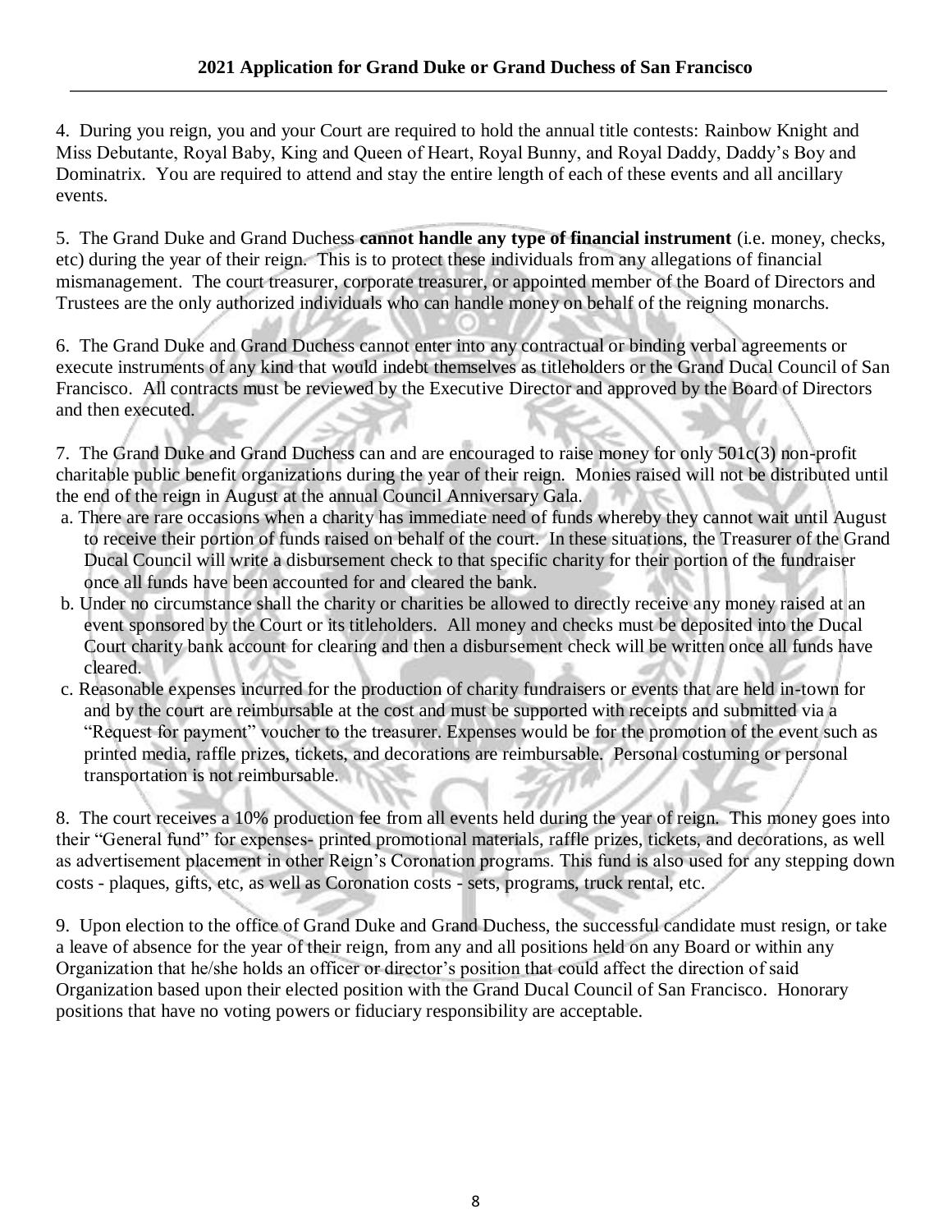4. During you reign, you and your Court are required to hold the annual title contests: Rainbow Knight and Miss Debutante, Royal Baby, King and Queen of Heart, Royal Bunny, and Royal Daddy, Daddy's Boy and Dominatrix. You are required to attend and stay the entire length of each of these events and all ancillary events.

5. The Grand Duke and Grand Duchess **cannot handle any type of financial instrument** (i.e. money, checks, etc) during the year of their reign. This is to protect these individuals from any allegations of financial mismanagement. The court treasurer, corporate treasurer, or appointed member of the Board of Directors and Trustees are the only authorized individuals who can handle money on behalf of the reigning monarchs.

6. The Grand Duke and Grand Duchess cannot enter into any contractual or binding verbal agreements or execute instruments of any kind that would indebt themselves as titleholders or the Grand Ducal Council of San Francisco. All contracts must be reviewed by the Executive Director and approved by the Board of Directors and then executed.

7. The Grand Duke and Grand Duchess can and are encouraged to raise money for only 501c(3) non-profit charitable public benefit organizations during the year of their reign. Monies raised will not be distributed until the end of the reign in August at the annual Council Anniversary Gala.

a. There are rare occasions when a charity has immediate need of funds whereby they cannot wait until August to receive their portion of funds raised on behalf of the court. In these situations, the Treasurer of the Grand Ducal Council will write a disbursement check to that specific charity for their portion of the fundraiser once all funds have been accounted for and cleared the bank.

b. Under no circumstance shall the charity or charities be allowed to directly receive any money raised at an event sponsored by the Court or its titleholders. All money and checks must be deposited into the Ducal Court charity bank account for clearing and then a disbursement check will be written once all funds have cleared.

c. Reasonable expenses incurred for the production of charity fundraisers or events that are held in-town for and by the court are reimbursable at the cost and must be supported with receipts and submitted via a "Request for payment" voucher to the treasurer. Expenses would be for the promotion of the event such as printed media, raffle prizes, tickets, and decorations are reimbursable. Personal costuming or personal transportation is not reimbursable.

8. The court receives a 10% production fee from all events held during the year of reign. This money goes into their "General fund" for expenses- printed promotional materials, raffle prizes, tickets, and decorations, as well as advertisement placement in other Reign's Coronation programs. This fund is also used for any stepping down costs - plaques, gifts, etc, as well as Coronation costs - sets, programs, truck rental, etc.

9. Upon election to the office of Grand Duke and Grand Duchess, the successful candidate must resign, or take a leave of absence for the year of their reign, from any and all positions held on any Board or within any Organization that he/she holds an officer or director's position that could affect the direction of said Organization based upon their elected position with the Grand Ducal Council of San Francisco. Honorary positions that have no voting powers or fiduciary responsibility are acceptable.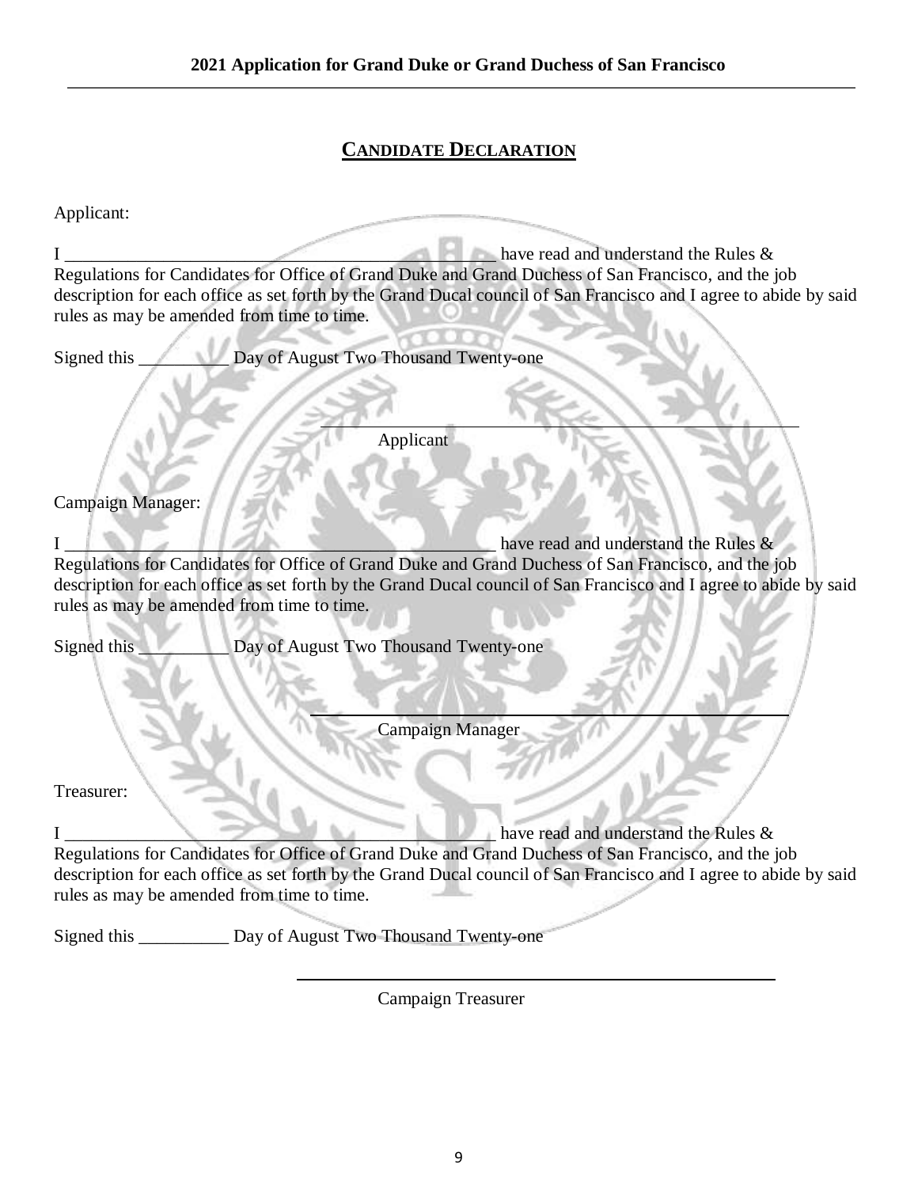## CANDIDATE DECLARATION

Applicant:

I _____________________________________________ have read and understand the Rules & Regulations for Candidates for Office of Grand Duke and Grand Duchess of San Francisco, and the job description for each office as set forth by the Grand Ducal council of San Francisco and I agree to abide by said rules as may be amended from time to time.

Signed this __________ Day of August Two Thousand Twenty-one

_____________________________________________
Applicant

Campaign Manager:

I _____________________________________________ have read and understand the Rules & Regulations for Candidates for Office of Grand Duke and Grand Duchess of San Francisco, and the job description for each office as set forth by the Grand Ducal council of San Francisco and I agree to abide by said rules as may be amended from time to time.

Signed this __________ Day of August Two Thousand Twenty-one

_____________________________________________
Campaign Manager

Treasurer:

I _____________________________________________ have read and understand the Rules & Regulations for Candidates for Office of Grand Duke and Grand Duchess of San Francisco, and the job description for each office as set forth by the Grand Ducal council of San Francisco and I agree to abide by said rules as may be amended from time to time.

Signed this __________ Day of August Two Thousand Twenty-one

_____________________________________________
Campaign Treasurer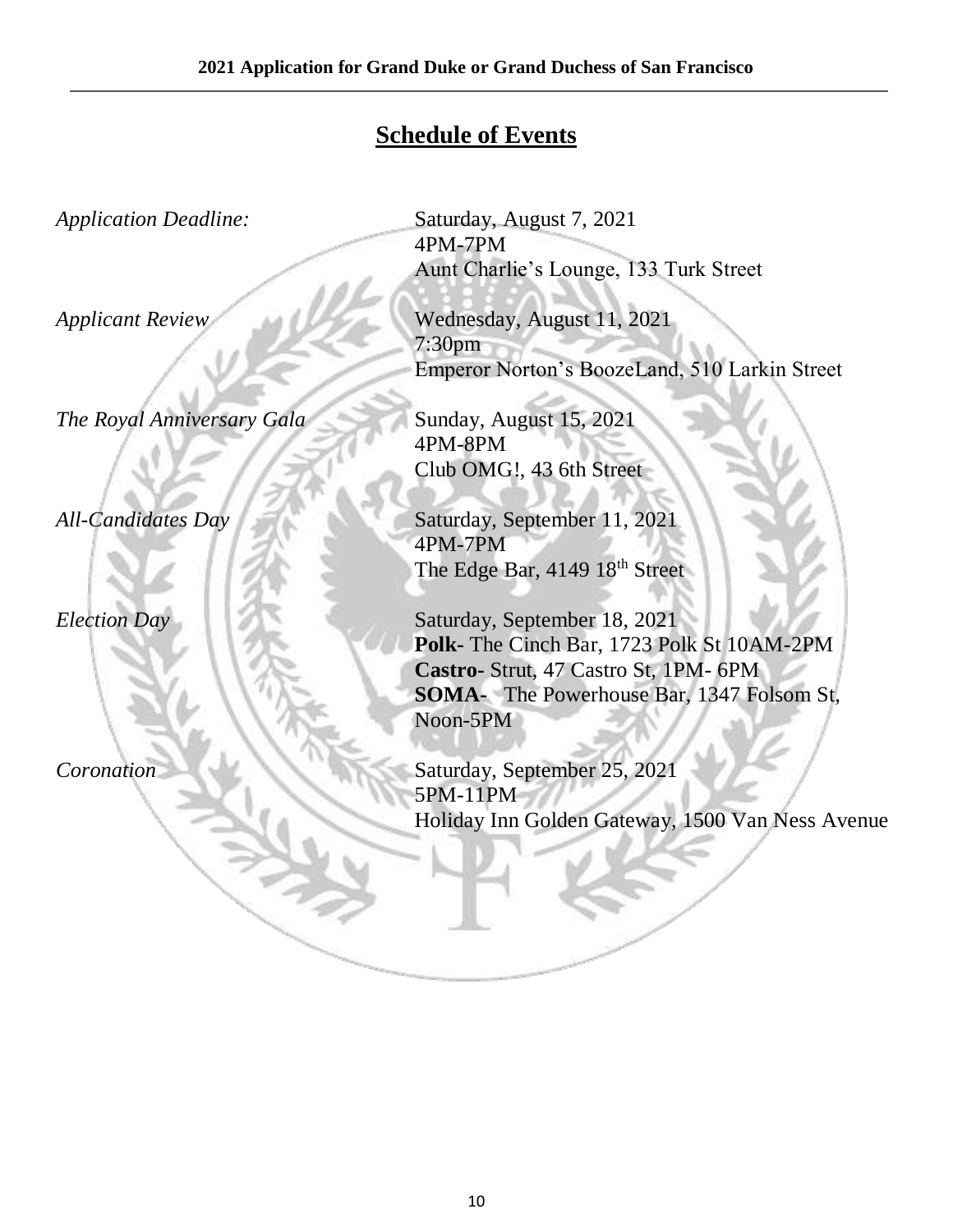## Schedule of Events

| | |
|---|---|
| *Application Deadline:* | Saturday, August 7, 2021<br>4PM-7PM<br>Aunt Charlie's Lounge, 133 Turk Street |
| *Applicant Review* | Wednesday, August 11, 2021<br>7:30pm<br>Emperor Norton's BoozeLand, 510 Larkin Street |
| *The Royal Anniversary Gala* | Sunday, August 15, 2021<br>4PM-8PM<br>Club OMG!, 43 6th Street |
| *All-Candidates Day* | Saturday, September 11, 2021<br>4PM-7PM<br>The Edge Bar, 4149 18th Street |
| *Election Day* | Saturday, September 18, 2021<br>**Polk**- The Cinch Bar, 1723 Polk St 10AM-2PM<br>**Castro**- Strut, 47 Castro St, 1PM- 6PM<br>**SOMA**- The Powerhouse Bar, 1347 Folsom St, Noon-5PM |
| *Coronation* | Saturday, September 25, 2021<br>5PM-11PM<br>Holiday Inn Golden Gateway, 1500 Van Ness Avenue |